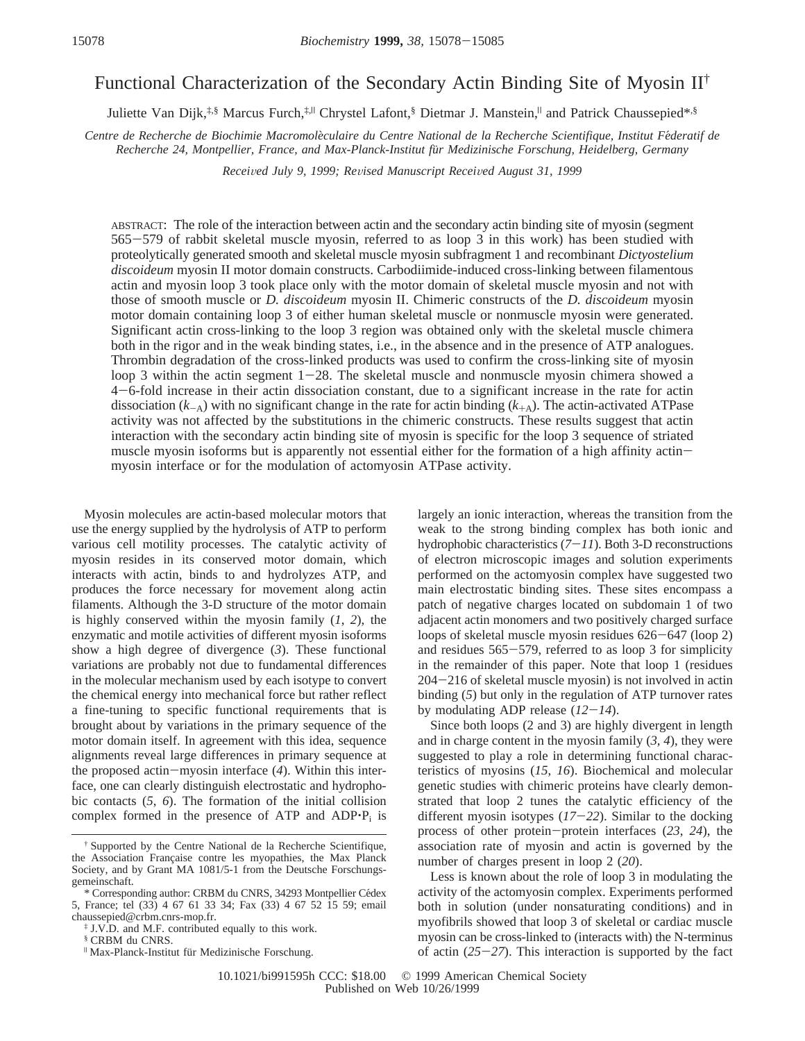# Functional Characterization of the Secondary Actin Binding Site of Myosin II[†]

Juliette Van Dijk,[‡,§] Marcus Furch,[‡,||] Chrystel Lafont,[§] Dietmar J. Manstein,[||] and Patrick Chaussepied*,[§]

*Centre de Recherche de Biochimie Macromolèculaire du Centre National de la Recherche Scientifique, Institut Féderatif de Recherche 24, Montpellier, France, and Max-Planck-Institut für Medizinische Forschung, Heidelberg, Germany*

*Received July 9, 1999; Revised Manuscript Received August 31, 1999*

ABSTRACT: The role of the interaction between actin and the secondary actin binding site of myosin (segment 565−579 of rabbit skeletal muscle myosin, referred to as loop 3 in this work) has been studied with proteolytically generated smooth and skeletal muscle myosin subfragment 1 and recombinant *Dictyostelium discoideum* myosin II motor domain constructs. Carbodiimide-induced cross-linking between filamentous actin and myosin loop 3 took place only with the motor domain of skeletal muscle myosin and not with those of smooth muscle or *D. discoideum* myosin II. Chimeric constructs of the *D. discoideum* myosin motor domain containing loop 3 of either human skeletal muscle or nonmuscle myosin were generated. Significant actin cross-linking to the loop 3 region was obtained only with the skeletal muscle chimera both in the rigor and in the weak binding states, i.e., in the absence and in the presence of ATP analogues. Thrombin degradation of the cross-linked products was used to confirm the cross-linking site of myosin loop 3 within the actin segment 1−28. The skeletal muscle and nonmuscle myosin chimera showed a 4−6-fold increase in their actin dissociation constant, due to a significant increase in the rate for actin dissociation ($k_{-A}$) with no significant change in the rate for actin binding ($k_{+A}$). The actin-activated ATPase activity was not affected by the substitutions in the chimeric constructs. These results suggest that actin interaction with the secondary actin binding site of myosin is specific for the loop 3 sequence of striated muscle myosin isoforms but is apparently not essential either for the formation of a high affinity actin−myosin interface or for the modulation of actomyosin ATPase activity.

Myosin molecules are actin-based molecular motors that use the energy supplied by the hydrolysis of ATP to perform various cell motility processes. The catalytic activity of myosin resides in its conserved motor domain, which interacts with actin, binds to and hydrolyzes ATP, and produces the force necessary for movement along actin filaments. Although the 3-D structure of the motor domain is highly conserved within the myosin family (*1*, *2*), the enzymatic and motile activities of different myosin isoforms show a high degree of divergence (*3*). These functional variations are probably not due to fundamental differences in the molecular mechanism used by each isotype to convert the chemical energy into mechanical force but rather reflect a fine-tuning to specific functional requirements that is brought about by variations in the primary sequence of the motor domain itself. In agreement with this idea, sequence alignments reveal large differences in primary sequence at the proposed actin−myosin interface (*4*). Within this interface, one can clearly distinguish electrostatic and hydrophobic contacts (*5*, *6*). The formation of the initial collision complex formed in the presence of ATP and ADP·$P_i$ is largely an ionic interaction, whereas the transition from the weak to the strong binding complex has both ionic and hydrophobic characteristics (*7*−*11*). Both 3-D reconstructions of electron microscopic images and solution experiments performed on the actomyosin complex have suggested two main electrostatic binding sites. These sites encompass a patch of negative charges located on subdomain 1 of two adjacent actin monomers and two positively charged surface loops of skeletal muscle myosin residues 626−647 (loop 2) and residues 565−579, referred to as loop 3 for simplicity in the remainder of this paper. Note that loop 1 (residues 204−216 of skeletal muscle myosin) is not involved in actin binding (*5*) but only in the regulation of ATP turnover rates by modulating ADP release (*12*−*14*).

Since both loops (2 and 3) are highly divergent in length and in charge content in the myosin family (*3*, *4*), they were suggested to play a role in determining functional characteristics of myosins (*15*, *16*). Biochemical and molecular genetic studies with chimeric proteins have clearly demonstrated that loop 2 tunes the catalytic efficiency of the different myosin isotypes (*17*−*22*). Similar to the docking process of other protein−protein interfaces (*23*, *24*), the association rate of myosin and actin is governed by the number of charges present in loop 2 (*20*).

Less is known about the role of loop 3 in modulating the activity of the actomyosin complex. Experiments performed both in solution (under nonsaturating conditions) and in myofibrils showed that loop 3 of skeletal or cardiac muscle myosin can be cross-linked to (interacts with) the N-terminus of actin (*25*−*27*). This interaction is supported by the fact

---

[†] Supported by the Centre National de la Recherche Scientifique, the Association Française contre les myopathies, the Max Planck Society, and by Grant MA 1081/5-1 from the Deutsche Forschungsgemeinschaft.

\* Corresponding author: CRBM du CNRS, 34293 Montpellier Cédex 5, France; tel (33) 4 67 61 33 34; Fax (33) 4 67 52 15 59; email chaussepied@crbm.cnrs-mop.fr.

[‡] J.V.D. and M.F. contributed equally to this work.

[§] CRBM du CNRS.

[||] Max-Planck-Institut für Medizinische Forschung.

10.1021/bi991595h CCC: $18.00 © 1999 American Chemical Society
Published on Web 10/26/1999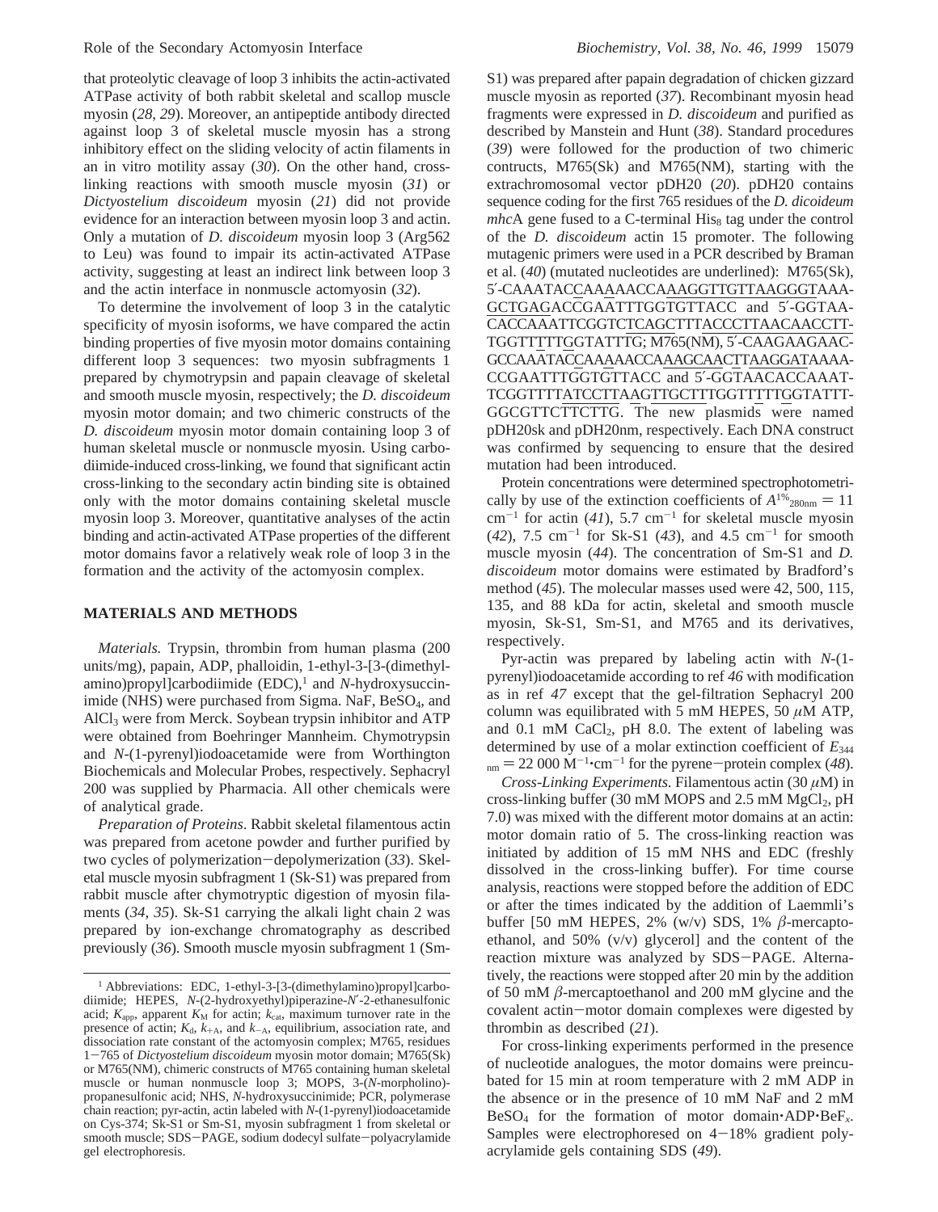that proteolytic cleavage of loop 3 inhibits the actin-activated ATPase activity of both rabbit skeletal and scallop muscle myosin (*28*, *29*). Moreover, an antipeptide antibody directed against loop 3 of skeletal muscle myosin has a strong inhibitory effect on the sliding velocity of actin filaments in an in vitro motility assay (*30*). On the other hand, cross-linking reactions with smooth muscle myosin (*31*) or *Dictyostelium discoideum* myosin (*21*) did not provide evidence for an interaction between myosin loop 3 and actin. Only a mutation of *D. discoideum* myosin loop 3 (Arg562 to Leu) was found to impair its actin-activated ATPase activity, suggesting at least an indirect link between loop 3 and the actin interface in nonmuscle actomyosin (*32*).

To determine the involvement of loop 3 in the catalytic specificity of myosin isoforms, we have compared the actin binding properties of five myosin motor domains containing different loop 3 sequences: two myosin subfragments 1 prepared by chymotrypsin and papain cleavage of skeletal and smooth muscle myosin, respectively; the *D. discoideum* myosin motor domain; and two chimeric constructs of the *D. discoideum* myosin motor domain containing loop 3 of human skeletal muscle or nonmuscle myosin. Using carbodiimide-induced cross-linking, we found that significant actin cross-linking to the secondary actin binding site is obtained only with the motor domains containing skeletal muscle myosin loop 3. Moreover, quantitative analyses of the actin binding and actin-activated ATPase properties of the different motor domains favor a relatively weak role of loop 3 in the formation and the activity of the actomyosin complex.

## MATERIALS AND METHODS

*Materials.* Trypsin, thrombin from human plasma (200 units/mg), papain, ADP, phalloidin, 1-ethyl-3-[3-(dimethylamino)propyl]carbodiimide (EDC),[1] and *N*-hydroxysuccinimide (NHS) were purchased from Sigma. NaF, $BeSO_4$, and $AlCl_3$ were from Merck. Soybean trypsin inhibitor and ATP were obtained from Boehringer Mannheim. Chymotrypsin and *N*-(1-pyrenyl)iodoacetamide were from Worthington Biochemicals and Molecular Probes, respectively. Sephacryl 200 was supplied by Pharmacia. All other chemicals were of analytical grade.

*Preparation of Proteins.* Rabbit skeletal filamentous actin was prepared from acetone powder and further purified by two cycles of polymerization−depolymerization (*33*). Skeletal muscle myosin subfragment 1 (Sk-S1) was prepared from rabbit muscle after chymotryptic digestion of myosin filaments (*34*, *35*). Sk-S1 carrying the alkali light chain 2 was prepared by ion-exchange chromatography as described previously (*36*). Smooth muscle myosin subfragment 1 (Sm-S1) was prepared after papain degradation of chicken gizzard muscle myosin as reported (*37*). Recombinant myosin head fragments were expressed in *D. discoideum* and purified as described by Manstein and Hunt (*38*). Standard procedures (*39*) were followed for the production of two chimeric contructs, M765(Sk) and M765(NM), starting with the extrachromosomal vector pDH20 (*20*). pDH20 contains sequence coding for the first 765 residues of the *D. dicoideum mhc*A gene fused to a C-terminal $His_8$ tag under the control of the *D. discoideum* actin 15 promoter. The following mutagenic primers were used in a PCR described by Braman et al. (*40*) (mutated nucleotides are underlined): M765(Sk), 5′-CAAATACCAAAAACCAAAGGTTGTTAAGGGTAAAGCTGAGACCGAATTTGGTGTTACC and 5′-GGTAACACCAAATTCGGTCTCAGCTTTACCCTTAACAACCTTTGGTTTTTGGTATTTG; M765(NM), 5′-CAAGAAGAACGCCAAATACCAAAAACCAAAGCAACTTAAGGATAAAACCGAATTTGGTGTTACC and 5′-GGTAACACCAAATTCGGTTTTATCCTTAAGTTGCTTTGGTTTTTGGTATTTGGCGTTCTTCTTG. The new plasmids were named pDH20sk and pDH20nm, respectively. Each DNA construct was confirmed by sequencing to ensure that the desired mutation had been introduced.

Protein concentrations were determined spectrophotometrically by use of the extinction coefficients of $A^{1\%}_{280nm} = 11$ $cm^{-1}$ for actin (*41*), 5.7 $cm^{-1}$ for skeletal muscle myosin (*42*), 7.5 $cm^{-1}$ for Sk-S1 (*43*), and 4.5 $cm^{-1}$ for smooth muscle myosin (*44*). The concentration of Sm-S1 and *D. discoideum* motor domains were estimated by Bradford's method (*45*). The molecular masses used were 42, 500, 115, 135, and 88 kDa for actin, skeletal and smooth muscle myosin, Sk-S1, Sm-S1, and M765 and its derivatives, respectively.

Pyr-actin was prepared by labeling actin with *N*-(1-pyrenyl)iodoacetamide according to ref *46* with modification as in ref *47* except that the gel-filtration Sephacryl 200 column was equilibrated with 5 mM HEPES, 50 μM ATP, and 0.1 mM $CaCl_2$, pH 8.0. The extent of labeling was determined by use of a molar extinction coefficient of $E_{344\,nm} = 22\,000$ $M^{-1}\cdot cm^{-1}$ for the pyrene−protein complex (*48*).

*Cross-Linking Experiments.* Filamentous actin (30 μM) in cross-linking buffer (30 mM MOPS and 2.5 mM $MgCl_2$, pH 7.0) was mixed with the different motor domains at an actin:motor domain ratio of 5. The cross-linking reaction was initiated by addition of 15 mM NHS and EDC (freshly dissolved in the cross-linking buffer). For time course analysis, reactions were stopped before the addition of EDC or after the times indicated by the addition of Laemmli's buffer [50 mM HEPES, 2% (w/v) SDS, 1% β-mercaptoethanol, and 50% (v/v) glycerol] and the content of the reaction mixture was analyzed by SDS−PAGE. Alternatively, the reactions were stopped after 20 min by the addition of 50 mM β-mercaptoethanol and 200 mM glycine and the covalent actin−motor domain complexes were digested by thrombin as described (*21*).

For cross-linking experiments performed in the presence of nucleotide analogues, the motor domains were preincubated for 15 min at room temperature with 2 mM ADP in the absence or in the presence of 10 mM NaF and 2 mM $BeSO_4$ for the formation of motor domain·ADP·$BeF_x$. Samples were electrophoresed on 4−18% gradient polyacrylamide gels containing SDS (*49*).

---

[1] Abbreviations: EDC, 1-ethyl-3-[3-(dimethylamino)propyl]carbodiimide; HEPES, *N*-(2-hydroxyethyl)piperazine-*N*′-2-ethanesulfonic acid; $K_{app}$, apparent $K_M$ for actin; $k_{cat}$, maximum turnover rate in the presence of actin; $K_d$, $k_{+A}$, and $k_{-A}$, equilibrium, association rate, and dissociation rate constant of the actomyosin complex; M765, residues 1−765 of *Dictyostelium discoideum* myosin motor domain; M765(Sk) or M765(NM), chimeric constructs of M765 containing human skeletal muscle or human nonmuscle loop 3; MOPS, 3-(*N*-morpholino)-propanesulfonic acid; NHS, *N*-hydroxysuccinimide; PCR, polymerase chain reaction; pyr-actin, actin labeled with *N*-(1-pyrenyl)iodoacetamide on Cys-374; Sk-S1 or Sm-S1, myosin subfragment 1 from skeletal or smooth muscle; SDS−PAGE, sodium dodecyl sulfate−polyacrylamide gel electrophoresis.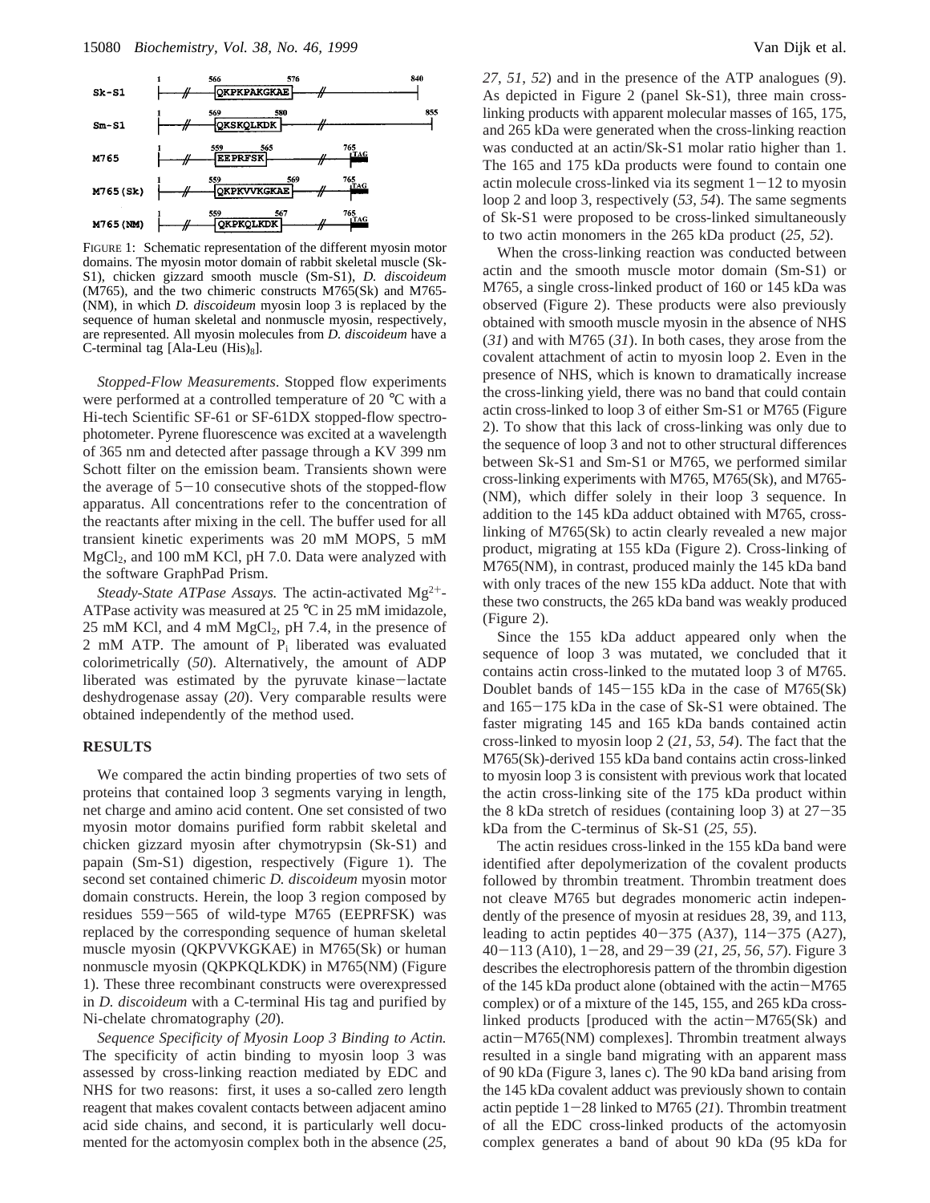| | | | | |
|---|---|---|---|---|
| Sk-S1 | 1 | 566 QKPKPAKGKAE 576 | | 840 |
| Sm-S1 | 1 | 569 QKSKQLKDK 580 | | 855 |
| M765 | 1 | 559 EEPRFSK 565 | | 765 TAG |
| M765(Sk) | 1 | 559 QKPKVVKGKAE 569 | | 765 TAG |
| M765(NM) | 1 | 559 QKPKQLKDK 567 | | 765 TAG |

FIGURE 1: Schematic representation of the different myosin motor domains. The myosin motor domain of rabbit skeletal muscle (Sk-S1), chicken gizzard smooth muscle (Sm-S1), *D. discoideum* (M765), and the two chimeric constructs M765(Sk) and M765-(NM), in which *D. discoideum* myosin loop 3 is replaced by the sequence of human skeletal and nonmuscle myosin, respectively, are represented. All myosin molecules from *D. discoideum* have a C-terminal tag [Ala-Leu $(His)_8$].

*Stopped-Flow Measurements*. Stopped flow experiments were performed at a controlled temperature of 20 °C with a Hi-tech Scientific SF-61 or SF-61DX stopped-flow spectrophotometer. Pyrene fluorescence was excited at a wavelength of 365 nm and detected after passage through a KV 399 nm Schott filter on the emission beam. Transients shown were the average of 5−10 consecutive shots of the stopped-flow apparatus. All concentrations refer to the concentration of the reactants after mixing in the cell. The buffer used for all transient kinetic experiments was 20 mM MOPS, 5 mM $MgCl_2$, and 100 mM KCl, pH 7.0. Data were analyzed with the software GraphPad Prism.

*Steady-State ATPase Assays.* The actin-activated $Mg^{2+}$-ATPase activity was measured at 25 °C in 25 mM imidazole, 25 mM KCl, and 4 mM $MgCl_2$, pH 7.4, in the presence of 2 mM ATP. The amount of $P_i$ liberated was evaluated colorimetrically (*50*). Alternatively, the amount of ADP liberated was estimated by the pyruvate kinase−lactate deshydrogenase assay (*20*). Very comparable results were obtained independently of the method used.

## RESULTS

We compared the actin binding properties of two sets of proteins that contained loop 3 segments varying in length, net charge and amino acid content. One set consisted of two myosin motor domains purified form rabbit skeletal and chicken gizzard myosin after chymotrypsin (Sk-S1) and papain (Sm-S1) digestion, respectively (Figure 1). The second set contained chimeric *D. discoideum* myosin motor domain constructs. Herein, the loop 3 region composed by residues 559−565 of wild-type M765 (EEPRFSK) was replaced by the corresponding sequence of human skeletal muscle myosin (QKPVVKGKAE) in M765(Sk) or human nonmuscle myosin (QKPKQLKDK) in M765(NM) (Figure 1). These three recombinant constructs were overexpressed in *D. discoideum* with a C-terminal His tag and purified by Ni-chelate chromatography (*20*).

*Sequence Specificity of Myosin Loop 3 Binding to Actin.* The specificity of actin binding to myosin loop 3 was assessed by cross-linking reaction mediated by EDC and NHS for two reasons: first, it uses a so-called zero length reagent that makes covalent contacts between adjacent amino acid side chains, and second, it is particularly well documented for the actomyosin complex both in the absence (*25*, *27*, *51*, *52*) and in the presence of the ATP analogues (*9*). As depicted in Figure 2 (panel Sk-S1), three main cross-linking products with apparent molecular masses of 165, 175, and 265 kDa were generated when the cross-linking reaction was conducted at an actin/Sk-S1 molar ratio higher than 1. The 165 and 175 kDa products were found to contain one actin molecule cross-linked via its segment 1−12 to myosin loop 2 and loop 3, respectively (*53*, *54*). The same segments of Sk-S1 were proposed to be cross-linked simultaneously to two actin monomers in the 265 kDa product (*25*, *52*).

When the cross-linking reaction was conducted between actin and the smooth muscle motor domain (Sm-S1) or M765, a single cross-linked product of 160 or 145 kDa was observed (Figure 2). These products were also previously obtained with smooth muscle myosin in the absence of NHS (*31*) and with M765 (*31*). In both cases, they arose from the covalent attachment of actin to myosin loop 2. Even in the presence of NHS, which is known to dramatically increase the cross-linking yield, there was no band that could contain actin cross-linked to loop 3 of either Sm-S1 or M765 (Figure 2). To show that this lack of cross-linking was only due to the sequence of loop 3 and not to other structural differences between Sk-S1 and Sm-S1 or M765, we performed similar cross-linking experiments with M765, M765(Sk), and M765-(NM), which differ solely in their loop 3 sequence. In addition to the 145 kDa adduct obtained with M765, cross-linking of M765(Sk) to actin clearly revealed a new major product, migrating at 155 kDa (Figure 2). Cross-linking of M765(NM), in contrast, produced mainly the 145 kDa band with only traces of the new 155 kDa adduct. Note that with these two constructs, the 265 kDa band was weakly produced (Figure 2).

Since the 155 kDa adduct appeared only when the sequence of loop 3 was mutated, we concluded that it contains actin cross-linked to the mutated loop 3 of M765. Doublet bands of 145−155 kDa in the case of M765(Sk) and 165−175 kDa in the case of Sk-S1 were obtained. The faster migrating 145 and 165 kDa bands contained actin cross-linked to myosin loop 2 (*21*, *53*, *54*). The fact that the M765(Sk)-derived 155 kDa band contains actin cross-linked to myosin loop 3 is consistent with previous work that located the actin cross-linking site of the 175 kDa product within the 8 kDa stretch of residues (containing loop 3) at 27−35 kDa from the C-terminus of Sk-S1 (*25*, *55*).

The actin residues cross-linked in the 155 kDa band were identified after depolymerization of the covalent products followed by thrombin treatment. Thrombin treatment does not cleave M765 but degrades monomeric actin independently of the presence of myosin at residues 28, 39, and 113, leading to actin peptides 40−375 (A37), 114−375 (A27), 40−113 (A10), 1−28, and 29−39 (*21*, *25*, *56*, *57*). Figure 3 describes the electrophoresis pattern of the thrombin digestion of the 145 kDa product alone (obtained with the actin−M765 complex) or of a mixture of the 145, 155, and 265 kDa cross-linked products [produced with the actin−M765(Sk) and actin−M765(NM) complexes]. Thrombin treatment always resulted in a single band migrating with an apparent mass of 90 kDa (Figure 3, lanes c). The 90 kDa band arising from the 145 kDa covalent adduct was previously shown to contain actin peptide 1−28 linked to M765 (*21*). Thrombin treatment of all the EDC cross-linked products of the actomyosin complex generates a band of about 90 kDa (95 kDa for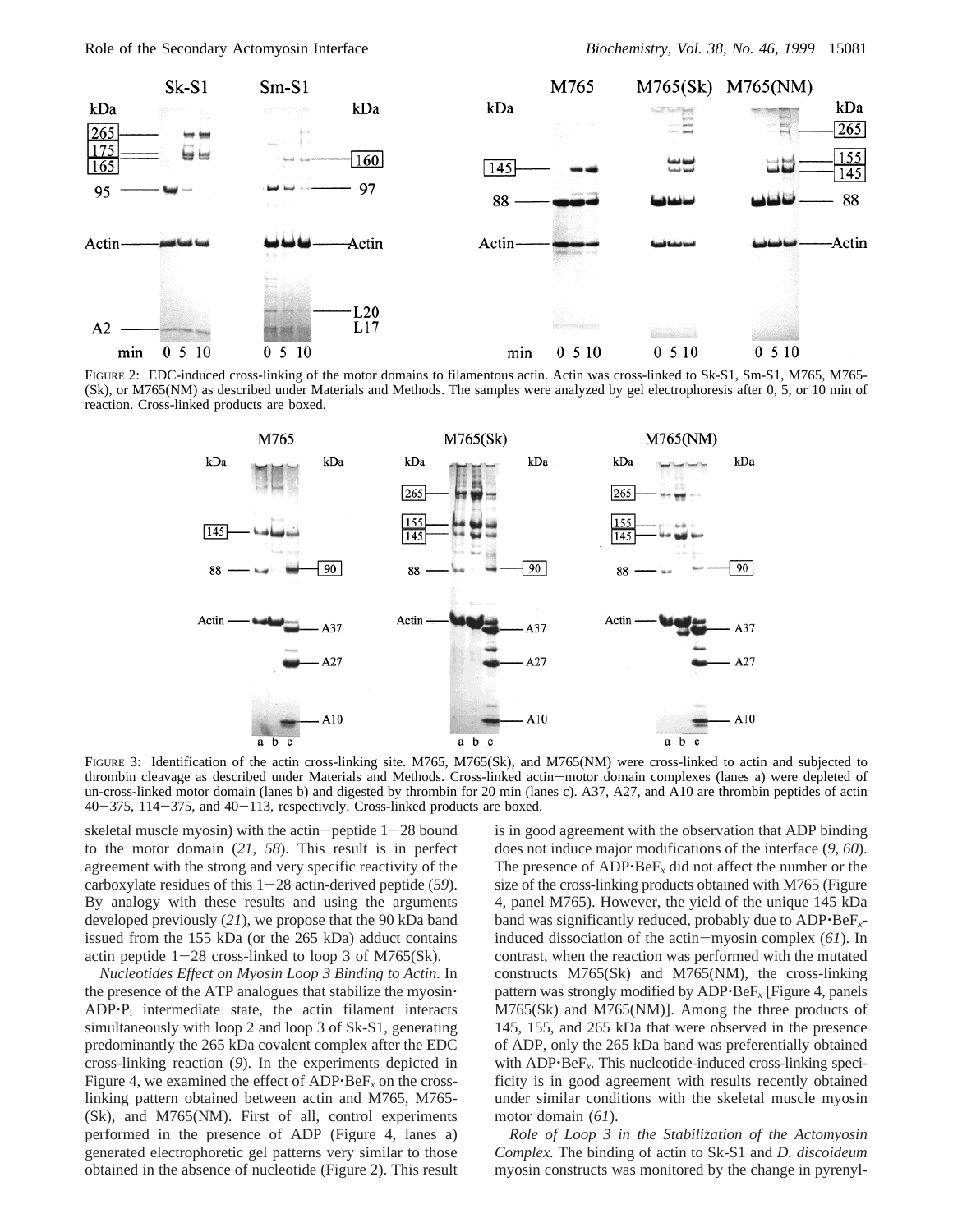FIGURE 2: EDC-induced cross-linking of the motor domains to filamentous actin. Actin was cross-linked to Sk-S1, Sm-S1, M765, M765-(Sk), or M765(NM) as described under Materials and Methods. The samples were analyzed by gel electrophoresis after 0, 5, or 10 min of reaction. Cross-linked products are boxed.

FIGURE 3: Identification of the actin cross-linking site. M765, M765(Sk), and M765(NM) were cross-linked to actin and subjected to thrombin cleavage as described under Materials and Methods. Cross-linked actin−motor domain complexes (lanes a) were depleted of un-cross-linked motor domain (lanes b) and digested by thrombin for 20 min (lanes c). A37, A27, and A10 are thrombin peptides of actin 40−375, 114−375, and 40−113, respectively. Cross-linked products are boxed.

skeletal muscle myosin) with the actin−peptide 1−28 bound to the motor domain (*21*, *58*). This result is in perfect agreement with the strong and very specific reactivity of the carboxylate residues of this 1−28 actin-derived peptide (*59*). By analogy with these results and using the arguments developed previously (*21*), we propose that the 90 kDa band issued from the 155 kDa (or the 265 kDa) adduct contains actin peptide 1−28 cross-linked to loop 3 of M765(Sk).

*Nucleotides Effect on Myosin Loop 3 Binding to Actin.* In the presence of the ATP analogues that stabilize the myosin·ADP·$P_i$ intermediate state, the actin filament interacts simultaneously with loop 2 and loop 3 of Sk-S1, generating predominantly the 265 kDa covalent complex after the EDC cross-linking reaction (*9*). In the experiments depicted in Figure 4, we examined the effect of ADP·$BeF_x$ on the cross-linking pattern obtained between actin and M765, M765-(Sk), and M765(NM). First of all, control experiments performed in the presence of ADP (Figure 4, lanes a) generated electrophoretic gel patterns very similar to those obtained in the absence of nucleotide (Figure 2). This result is in good agreement with the observation that ADP binding does not induce major modifications of the interface (*9*, *60*). The presence of ADP·$BeF_x$ did not affect the number or the size of the cross-linking products obtained with M765 (Figure 4, panel M765). However, the yield of the unique 145 kDa band was significantly reduced, probably due to ADP·$BeF_x$-induced dissociation of the actin−myosin complex (*61*). In contrast, when the reaction was performed with the mutated constructs M765(Sk) and M765(NM), the cross-linking pattern was strongly modified by ADP·$BeF_x$ [Figure 4, panels M765(Sk) and M765(NM)]. Among the three products of 145, 155, and 265 kDa that were observed in the presence of ADP, only the 265 kDa band was preferentially obtained with ADP·$BeF_x$. This nucleotide-induced cross-linking specificity is in good agreement with results recently obtained under similar conditions with the skeletal muscle myosin motor domain (*61*).

*Role of Loop 3 in the Stabilization of the Actomyosin Complex.* The binding of actin to Sk-S1 and *D. discoideum* myosin constructs was monitored by the change in pyrenyl-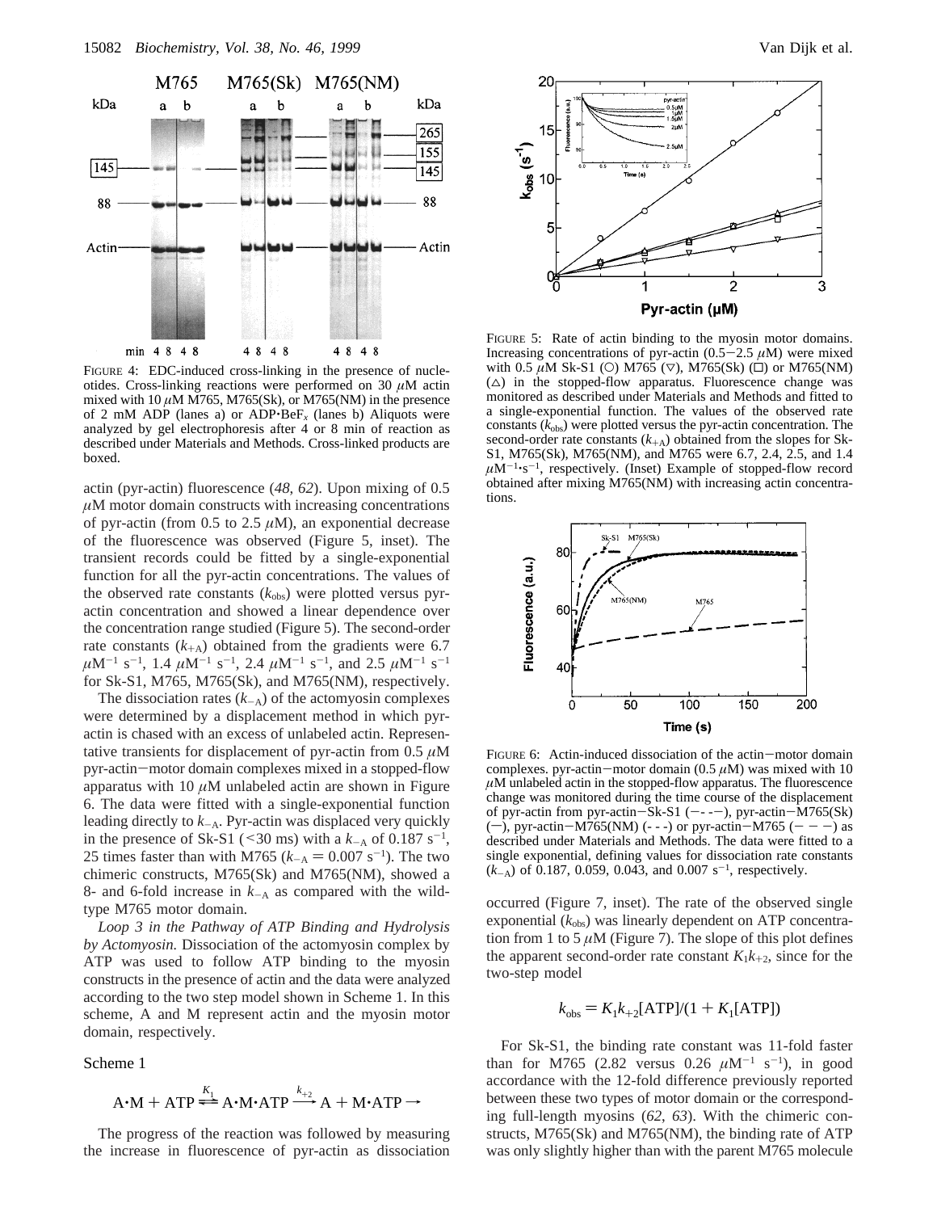FIGURE 4: EDC-induced cross-linking in the presence of nucleotides. Cross-linking reactions were performed on 30 $\mu$M actin mixed with 10 $\mu$M M765, M765(Sk), or M765(NM) in the presence of 2 mM ADP (lanes a) or ADP·$BeF_x$ (lanes b) Aliquots were analyzed by gel electrophoresis after 4 or 8 min of reaction as described under Materials and Methods. Cross-linked products are boxed.

actin (pyr-actin) fluorescence (*48, 62*). Upon mixing of 0.5 $\mu$M motor domain constructs with increasing concentrations of pyr-actin (from 0.5 to 2.5 $\mu$M), an exponential decrease of the fluorescence was observed (Figure 5, inset). The transient records could be fitted by a single-exponential function for all the pyr-actin concentrations. The values of the observed rate constants ($k_{obs}$) were plotted versus pyr-actin concentration and showed a linear dependence over the concentration range studied (Figure 5). The second-order rate constants ($k_{+A}$) obtained from the gradients were 6.7 $\mu M^{-1}$ $s^{-1}$, 1.4 $\mu M^{-1}$ $s^{-1}$, 2.4 $\mu M^{-1}$ $s^{-1}$, and 2.5 $\mu M^{-1}$ $s^{-1}$ for Sk-S1, M765, M765(Sk), and M765(NM), respectively.

The dissociation rates ($k_{-A}$) of the actomyosin complexes were determined by a displacement method in which pyr-actin is chased with an excess of unlabeled actin. Representative transients for displacement of pyr-actin from 0.5 $\mu$M pyr-actin−motor domain complexes mixed in a stopped-flow apparatus with 10 $\mu$M unlabeled actin are shown in Figure 6. The data were fitted with a single-exponential function leading directly to $k_{-A}$. Pyr-actin was displaced very quickly in the presence of Sk-S1 (<30 ms) with a $k_{-A}$ of 0.187 $s^{-1}$, 25 times faster than with M765 ($k_{-A}$ = 0.007 $s^{-1}$). The two chimeric constructs, M765(Sk) and M765(NM), showed a 8- and 6-fold increase in $k_{-A}$ as compared with the wild-type M765 motor domain.

*Loop 3 in the Pathway of ATP Binding and Hydrolysis by Actomyosin.* Dissociation of the actomyosin complex by ATP was used to follow ATP binding to the myosin constructs in the presence of actin and the data were analyzed according to the two step model shown in Scheme 1. In this scheme, A and M represent actin and the myosin motor domain, respectively.

Scheme 1

$$\mathrm{A{\cdot}M + ATP \overset{K_1}{\rightleftharpoons} A{\cdot}M{\cdot}ATP \xrightarrow{k_{+2}} A + M{\cdot}ATP \rightarrow}$$

The progress of the reaction was followed by measuring the increase in fluorescence of pyr-actin as dissociation occurred (Figure 7, inset). The rate of the observed single exponential ($k_{obs}$) was linearly dependent on ATP concentration from 1 to 5 $\mu$M (Figure 7). The slope of this plot defines the apparent second-order rate constant $K_1k_{+2}$, since for the two-step model

$$k_{obs} = K_1k_{+2}[\mathrm{ATP}]/(1 + K_1[\mathrm{ATP}])$$

For Sk-S1, the binding rate constant was 11-fold faster than for M765 (2.82 versus 0.26 $\mu M^{-1}$ $s^{-1}$), in good accordance with the 12-fold difference previously reported between these two types of motor domain or the corresponding full-length myosins (*62, 63*). With the chimeric constructs, M765(Sk) and M765(NM), the binding rate of ATP was only slightly higher than with the parent M765 molecule

FIGURE 5: Rate of actin binding to the myosin motor domains. Increasing concentrations of pyr-actin (0.5−2.5 $\mu$M) were mixed with 0.5 $\mu$M Sk-S1 (○) M765 (▽), M765(Sk) (□) or M765(NM) (△) in the stopped-flow apparatus. Fluorescence change was monitored as described under Materials and Methods and fitted to a single-exponential function. The values of the observed rate constants ($k_{obs}$) were plotted versus the pyr-actin concentration. The second-order rate constants ($k_{+A}$) obtained from the slopes for Sk-S1, M765(Sk), M765(NM), and M765 were 6.7, 2.4, 2.5, and 1.4 $\mu M^{-1}{\cdot}s^{-1}$, respectively. (Inset) Example of stopped-flow record obtained after mixing M765(NM) with increasing actin concentrations.

FIGURE 6: Actin-induced dissociation of the actin−motor domain complexes. pyr-actin−motor domain (0.5 $\mu$M) was mixed with 10 $\mu$M unlabeled actin in the stopped-flow apparatus. The fluorescence change was monitored during the time course of the displacement of pyr-actin from pyr-actin−Sk-S1 (−- -−), pyr-actin−M765(Sk) (−), pyr-actin−M765(NM) (- - -) or pyr-actin−M765 (− − −) as described under Materials and Methods. The data were fitted to a single exponential, defining values for dissociation rate constants ($k_{-A}$) of 0.187, 0.059, 0.043, and 0.007 $s^{-1}$, respectively.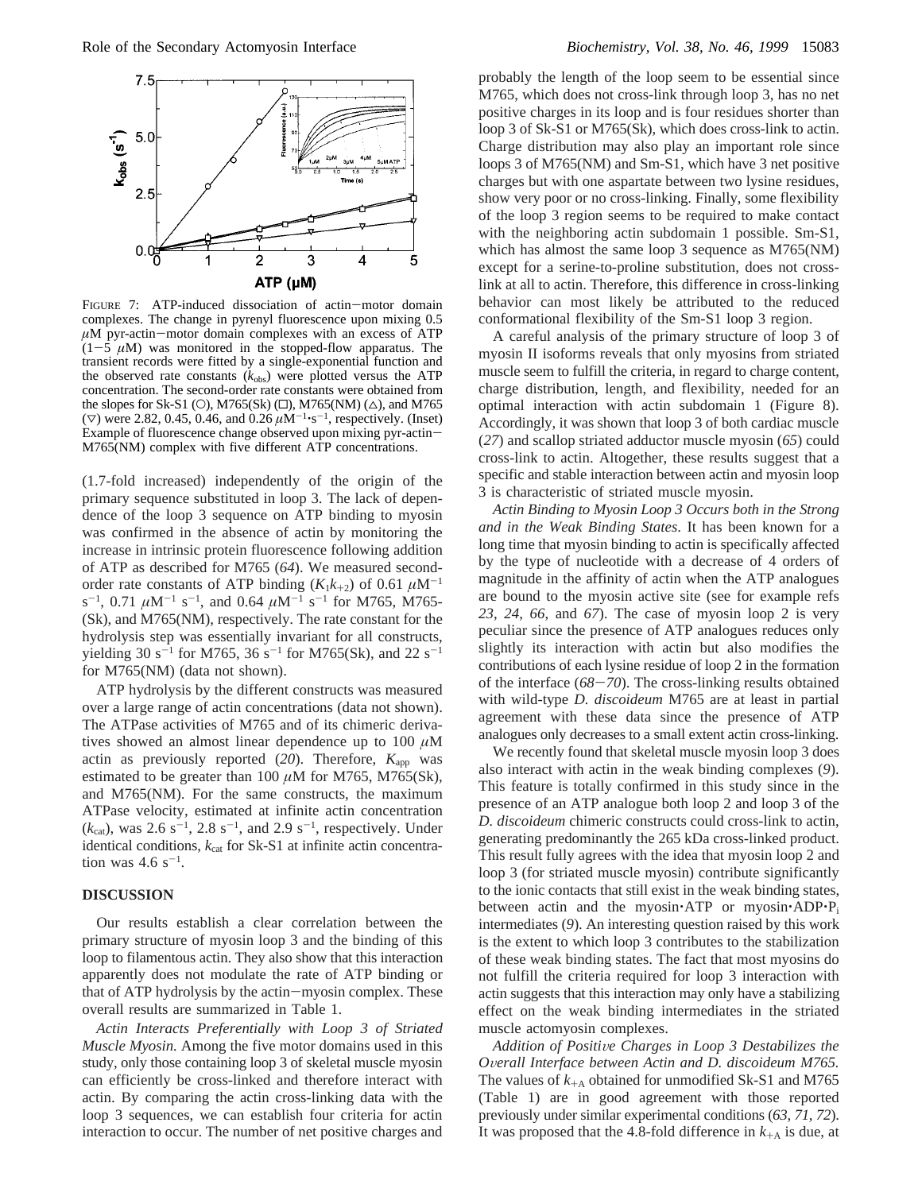FIGURE 7: ATP-induced dissociation of actin–motor domain complexes. The change in pyrenyl fluorescence upon mixing 0.5 $\mu$M pyr-actin–motor domain complexes with an excess of ATP (1–5 $\mu$M) was monitored in the stopped-flow apparatus. The transient records were fitted by a single-exponential function and the observed rate constants ($k_{obs}$) were plotted versus the ATP concentration. The second-order rate constants were obtained from the slopes for Sk-S1 (○), M765(Sk) (□), M765(NM) (△), and M765 (▽) were 2.82, 0.45, 0.46, and 0.26 $\mu M^{-1} \cdot s^{-1}$, respectively. (Inset) Example of fluorescence change observed upon mixing pyr-actin–M765(NM) complex with five different ATP concentrations.

(1.7-fold increased) independently of the origin of the primary sequence substituted in loop 3. The lack of dependence of the loop 3 sequence on ATP binding to myosin was confirmed in the absence of actin by monitoring the increase in intrinsic protein fluorescence following addition of ATP as described for M765 (*64*). We measured second-order rate constants of ATP binding ($K_1k_{+2}$) of 0.61 $\mu M^{-1}$ $s^{-1}$, 0.71 $\mu M^{-1}$ $s^{-1}$, and 0.64 $\mu M^{-1}$ $s^{-1}$ for M765, M765-(Sk), and M765(NM), respectively. The rate constant for the hydrolysis step was essentially invariant for all constructs, yielding 30 $s^{-1}$ for M765, 36 $s^{-1}$ for M765(Sk), and 22 $s^{-1}$ for M765(NM) (data not shown).

ATP hydrolysis by the different constructs was measured over a large range of actin concentrations (data not shown). The ATPase activities of M765 and of its chimeric derivatives showed an almost linear dependence up to 100 $\mu$M actin as previously reported (*20*). Therefore, $K_{app}$ was estimated to be greater than 100 $\mu$M for M765, M765(Sk), and M765(NM). For the same constructs, the maximum ATPase velocity, estimated at infinite actin concentration ($k_{cat}$), was 2.6 $s^{-1}$, 2.8 $s^{-1}$, and 2.9 $s^{-1}$, respectively. Under identical conditions, $k_{cat}$ for Sk-S1 at infinite actin concentration was 4.6 $s^{-1}$.

## DISCUSSION

Our results establish a clear correlation between the primary structure of myosin loop 3 and the binding of this loop to filamentous actin. They also show that this interaction apparently does not modulate the rate of ATP binding or that of ATP hydrolysis by the actin–myosin complex. These overall results are summarized in Table 1.

*Actin Interacts Preferentially with Loop 3 of Striated Muscle Myosin.* Among the five motor domains used in this study, only those containing loop 3 of skeletal muscle myosin can efficiently be cross-linked and therefore interact with actin. By comparing the actin cross-linking data with the loop 3 sequences, we can establish four criteria for actin interaction to occur. The number of net positive charges and probably the length of the loop seem to be essential since M765, which does not cross-link through loop 3, has no net positive charges in its loop and is four residues shorter than loop 3 of Sk-S1 or M765(Sk), which does cross-link to actin. Charge distribution may also play an important role since loops 3 of M765(NM) and Sm-S1, which have 3 net positive charges but with one aspartate between two lysine residues, show very poor or no cross-linking. Finally, some flexibility of the loop 3 region seems to be required to make contact with the neighboring actin subdomain 1 possible. Sm-S1, which has almost the same loop 3 sequence as M765(NM) except for a serine-to-proline substitution, does not cross-link at all to actin. Therefore, this difference in cross-linking behavior can most likely be attributed to the reduced conformational flexibility of the Sm-S1 loop 3 region.

A careful analysis of the primary structure of loop 3 of myosin II isoforms reveals that only myosins from striated muscle seem to fulfill the criteria, in regard to charge content, charge distribution, length, and flexibility, needed for an optimal interaction with actin subdomain 1 (Figure 8). Accordingly, it was shown that loop 3 of both cardiac muscle (*27*) and scallop striated adductor muscle myosin (*65*) could cross-link to actin. Altogether, these results suggest that a specific and stable interaction between actin and myosin loop 3 is characteristic of striated muscle myosin.

*Actin Binding to Myosin Loop 3 Occurs both in the Strong and in the Weak Binding States.* It has been known for a long time that myosin binding to actin is specifically affected by the type of nucleotide with a decrease of 4 orders of magnitude in the affinity of actin when the ATP analogues are bound to the myosin active site (see for example refs *23*, *24*, *66*, and *67*). The case of myosin loop 2 is very peculiar since the presence of ATP analogues reduces only slightly its interaction with actin but also modifies the contributions of each lysine residue of loop 2 in the formation of the interface (*68*–*70*). The cross-linking results obtained with wild-type *D. discoideum* M765 are at least in partial agreement with these data since the presence of ATP analogues only decreases to a small extent actin cross-linking.

We recently found that skeletal muscle myosin loop 3 does also interact with actin in the weak binding complexes (*9*). This feature is totally confirmed in this study since in the presence of an ATP analogue both loop 2 and loop 3 of the *D. discoideum* chimeric constructs could cross-link to actin, generating predominantly the 265 kDa cross-linked product. This result fully agrees with the idea that myosin loop 2 and loop 3 (for striated muscle myosin) contribute significantly to the ionic contacts that still exist in the weak binding states, between actin and the myosin·ATP or myosin·ADP·$P_i$ intermediates (*9*). An interesting question raised by this work is the extent to which loop 3 contributes to the stabilization of these weak binding states. The fact that most myosins do not fulfill the criteria required for loop 3 interaction with actin suggests that this interaction may only have a stabilizing effect on the weak binding intermediates in the striated muscle actomyosin complexes.

*Addition of Positive Charges in Loop 3 Destabilizes the Overall Interface between Actin and D. discoideum M765.* The values of $k_{+A}$ obtained for unmodified Sk-S1 and M765 (Table 1) are in good agreement with those reported previously under similar experimental conditions (*63*, *71*, *72*). It was proposed that the 4.8-fold difference in $k_{+A}$ is due, at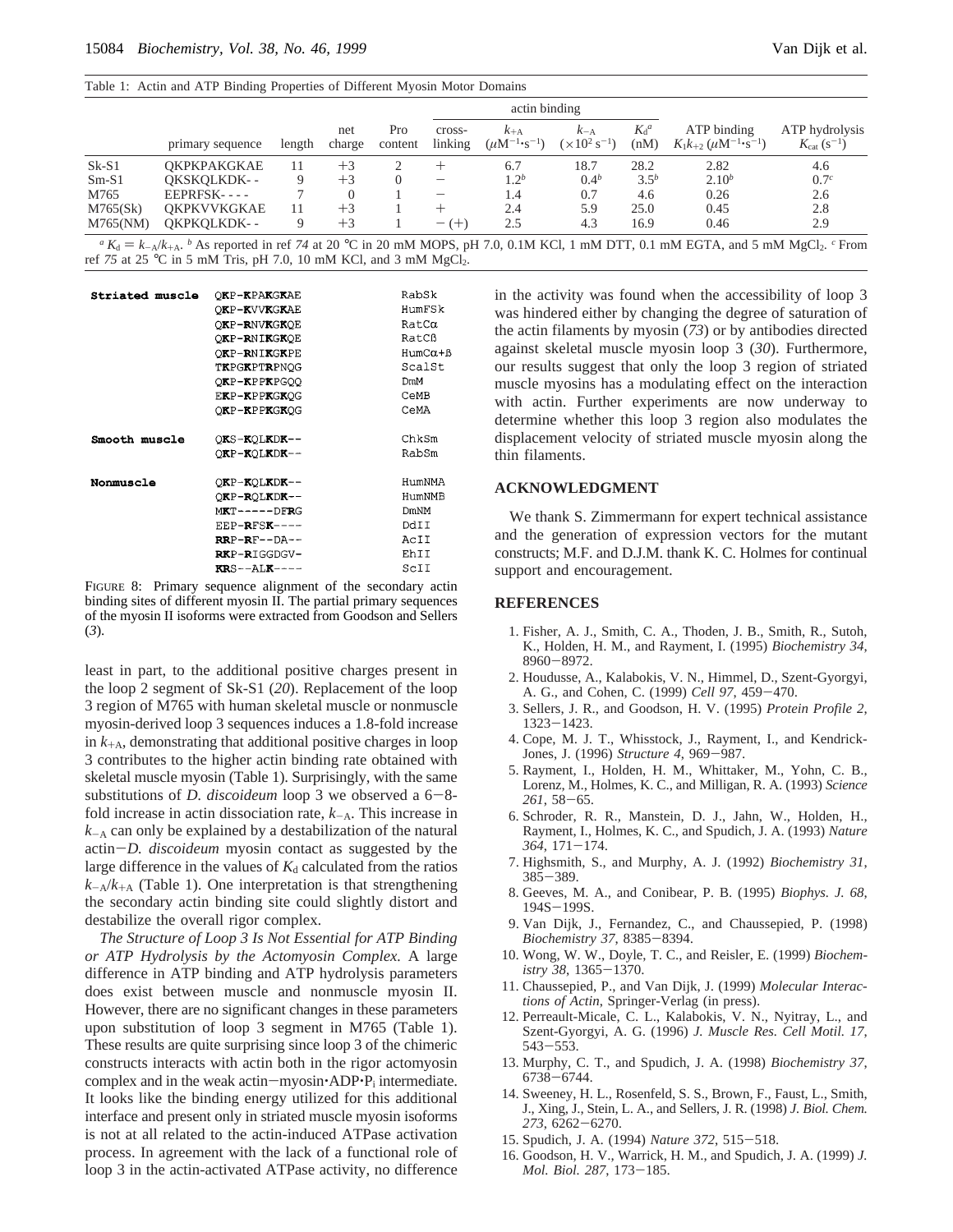Table 1: Actin and ATP Binding Properties of Different Myosin Motor Domains

| | primary sequence | length | net charge | Pro content | actin binding: cross-linking | $k_{+A}$ ($\mu M^{-1} \cdot s^{-1}$) | $k_{-A}$ ($\times 10^2\ s^{-1}$) | $K_d$[a] (nM) | ATP binding $K_1k_{+2}$ ($\mu M^{-1} \cdot s^{-1}$) | ATP hydrolysis $K_{cat}$ ($s^{-1}$) |
|---|---|---|---|---|---|---|---|---|---|---|
| Sk-S1 | QKPKPAKGKAE | 11 | +3 | 2 | + | 6.7 | 18.7 | 28.2 | 2.82 | 4.6 |
| Sm-S1 | QKSKQLKDK- - | 9 | +3 | 0 | − | 1.2[b] | 0.4[b] | 3.5[b] | 2.10[b] | 0.7[c] |
| M765 | EEPRFSK- - - - | 7 | 0 | 1 | − | 1.4 | 0.7 | 4.6 | 0.26 | 2.6 |
| M765(Sk) | QKPKVVKGKAE | 11 | +3 | 1 | + | 2.4 | 5.9 | 25.0 | 0.45 | 2.8 |
| M765(NM) | QKPKQLKDK- - | 9 | +3 | 1 | − (+) | 2.5 | 4.3 | 16.9 | 0.46 | 2.9 |

[a] $K_d = k_{-A}/k_{+A}$. [b] As reported in ref *74* at 20 °C in 20 mM MOPS, pH 7.0, 0.1M KCl, 1 mM DTT, 0.1 mM EGTA, and 5 mM $MgCl_2$. [c] From ref *75* at 25 °C in 5 mM Tris, pH 7.0, 10 mM KCl, and 3 mM $MgCl_2$.

| | | |
|---|---|---|
| **Striated muscle** | QKP-KPAKGKAE | RabSk |
| | QKP-KVVKGKAE | HumFSk |
| | QKP-RNVKGKQE | RatCα |
| | QKP-RNIKGKQE | RatCß |
| | QKP-RNIKGKPE | HumCα+ß |
| | TKPGKPTRPNQG | ScalSt |
| | QKP-KPPKPGQQ | DmM |
| | EKP-KPPKGKQG | CeMB |
| | QKP-KPPKGKQG | CeMA |
| **Smooth muscle** | QKS-KQLKDK-- | ChkSm |
| | QKP-KQLKDK-- | RabSm |
| **Nonmuscle** | QKP-KQLKDK-- | HumNMA |
| | QKP-RQLKDK-- | HumNMB |
| | MKT-----DFRG | DmNM |
| | EEP-RFSK---- | DdII |
| | RRP-RF--DA-- | AcII |
| | RKP-RIGGDGV- | EhII |
| | KRS--ALK---- | ScII |

FIGURE 8: Primary sequence alignment of the secondary actin binding sites of different myosin II. The partial primary sequences of the myosin II isoforms were extracted from Goodson and Sellers (*3*).

least in part, to the additional positive charges present in the loop 2 segment of Sk-S1 (*20*). Replacement of the loop 3 region of M765 with human skeletal muscle or nonmuscle myosin-derived loop 3 sequences induces a 1.8-fold increase in $k_{+A}$, demonstrating that additional positive charges in loop 3 contributes to the higher actin binding rate obtained with skeletal muscle myosin (Table 1). Surprisingly, with the same substitutions of *D. discoideum* loop 3 we observed a 6−8-fold increase in actin dissociation rate, $k_{-A}$. This increase in $k_{-A}$ can only be explained by a destabilization of the natural actin−*D. discoideum* myosin contact as suggested by the large difference in the values of $K_d$ calculated from the ratios $k_{-A}/k_{+A}$ (Table 1). One interpretation is that strengthening the secondary actin binding site could slightly distort and destabilize the overall rigor complex.

*The Structure of Loop 3 Is Not Essential for ATP Binding or ATP Hydrolysis by the Actomyosin Complex.* A large difference in ATP binding and ATP hydrolysis parameters does exist between muscle and nonmuscle myosin II. However, there are no significant changes in these parameters upon substitution of loop 3 segment in M765 (Table 1). These results are quite surprising since loop 3 of the chimeric constructs interacts with actin both in the rigor actomyosin complex and in the weak actin−myosin·ADP·$P_i$ intermediate. It looks like the binding energy utilized for this additional interface and present only in striated muscle myosin isoforms is not at all related to the actin-induced ATPase activation process. In agreement with the lack of a functional role of loop 3 in the actin-activated ATPase activity, no difference in the activity was found when the accessibility of loop 3 was hindered either by changing the degree of saturation of the actin filaments by myosin (*73*) or by antibodies directed against skeletal muscle myosin loop 3 (*30*). Furthermore, our results suggest that only the loop 3 region of striated muscle myosins has a modulating effect on the interaction with actin. Further experiments are now underway to determine whether this loop 3 region also modulates the displacement velocity of striated muscle myosin along the thin filaments.

## ACKNOWLEDGMENT

We thank S. Zimmermann for expert technical assistance and the generation of expression vectors for the mutant constructs; M.F. and D.J.M. thank K. C. Holmes for continual support and encouragement.

## REFERENCES

1. Fisher, A. J., Smith, C. A., Thoden, J. B., Smith, R., Sutoh, K., Holden, H. M., and Rayment, I. (1995) *Biochemistry 34*, 8960−8972.
2. Houdusse, A., Kalabokis, V. N., Himmel, D., Szent-Gyorgyi, A. G., and Cohen, C. (1999) *Cell 97*, 459−470.
3. Sellers, J. R., and Goodson, H. V. (1995) *Protein Profile 2*, 1323−1423.
4. Cope, M. J. T., Whisstock, J., Rayment, I., and Kendrick-Jones, J. (1996) *Structure 4*, 969−987.
5. Rayment, I., Holden, H. M., Whittaker, M., Yohn, C. B., Lorenz, M., Holmes, K. C., and Milligan, R. A. (1993) *Science 261*, 58−65.
6. Schroder, R. R., Manstein, D. J., Jahn, W., Holden, H., Rayment, I., Holmes, K. C., and Spudich, J. A. (1993) *Nature 364*, 171−174.
7. Highsmith, S., and Murphy, A. J. (1992) *Biochemistry 31*, 385−389.
8. Geeves, M. A., and Conibear, P. B. (1995) *Biophys. J. 68*, 194S−199S.
9. Van Dijk, J., Fernandez, C., and Chaussepied, P. (1998) *Biochemistry 37*, 8385−8394.
10. Wong, W. W., Doyle, T. C., and Reisler, E. (1999) *Biochemistry 38*, 1365−1370.
11. Chaussepied, P., and Van Dijk, J. (1999) *Molecular Interactions of Actin*, Springer-Verlag (in press).
12. Perreault-Micale, C. L., Kalabokis, V. N., Nyitray, L., and Szent-Gyorgyi, A. G. (1996) *J. Muscle Res. Cell Motil. 17*, 543−553.
13. Murphy, C. T., and Spudich, J. A. (1998) *Biochemistry 37*, 6738−6744.
14. Sweeney, H. L., Rosenfeld, S. S., Brown, F., Faust, L., Smith, J., Xing, J., Stein, L. A., and Sellers, J. R. (1998) *J. Biol. Chem. 273*, 6262−6270.
15. Spudich, J. A. (1994) *Nature 372*, 515−518.
16. Goodson, H. V., Warrick, H. M., and Spudich, J. A. (1999) *J. Mol. Biol. 287*, 173−185.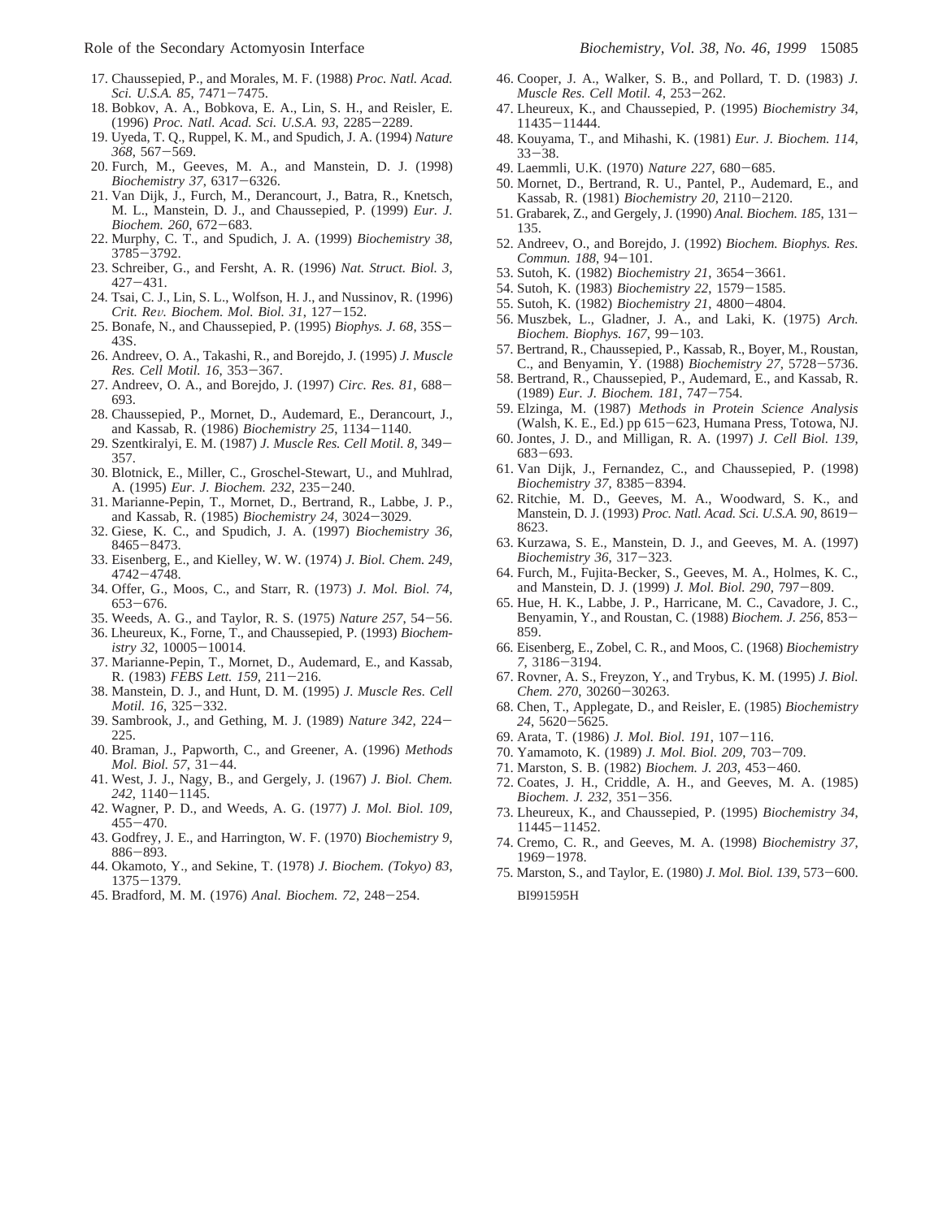17. Chaussepied, P., and Morales, M. F. (1988) *Proc. Natl. Acad. Sci. U.S.A. 85*, 7471−7475.
18. Bobkov, A. A., Bobkova, E. A., Lin, S. H., and Reisler, E. (1996) *Proc. Natl. Acad. Sci. U.S.A. 93*, 2285−2289.
19. Uyeda, T. Q., Ruppel, K. M., and Spudich, J. A. (1994) *Nature 368*, 567−569.
20. Furch, M., Geeves, M. A., and Manstein, D. J. (1998) *Biochemistry 37*, 6317−6326.
21. Van Dijk, J., Furch, M., Derancourt, J., Batra, R., Knetsch, M. L., Manstein, D. J., and Chaussepied, P. (1999) *Eur. J. Biochem. 260*, 672−683.
22. Murphy, C. T., and Spudich, J. A. (1999) *Biochemistry 38*, 3785−3792.
23. Schreiber, G., and Fersht, A. R. (1996) *Nat. Struct. Biol. 3*, 427−431.
24. Tsai, C. J., Lin, S. L., Wolfson, H. J., and Nussinov, R. (1996) *Crit. Rev. Biochem. Mol. Biol. 31*, 127−152.
25. Bonafe, N., and Chaussepied, P. (1995) *Biophys. J. 68*, 35S−43S.
26. Andreev, O. A., Takashi, R., and Borejdo, J. (1995) *J. Muscle Res. Cell Motil. 16*, 353−367.
27. Andreev, O. A., and Borejdo, J. (1997) *Circ. Res. 81*, 688−693.
28. Chaussepied, P., Mornet, D., Audemard, E., Derancourt, J., and Kassab, R. (1986) *Biochemistry 25*, 1134−1140.
29. Szentkiralyi, E. M. (1987) *J. Muscle Res. Cell Motil. 8*, 349−357.
30. Blotnick, E., Miller, C., Groschel-Stewart, U., and Muhlrad, A. (1995) *Eur. J. Biochem. 232*, 235−240.
31. Marianne-Pepin, T., Mornet, D., Bertrand, R., Labbe, J. P., and Kassab, R. (1985) *Biochemistry 24*, 3024−3029.
32. Giese, K. C., and Spudich, J. A. (1997) *Biochemistry 36*, 8465−8473.
33. Eisenberg, E., and Kielley, W. W. (1974) *J. Biol. Chem. 249*, 4742−4748.
34. Offer, G., Moos, C., and Starr, R. (1973) *J. Mol. Biol. 74*, 653−676.
35. Weeds, A. G., and Taylor, R. S. (1975) *Nature 257*, 54−56.
36. Lheureux, K., Forne, T., and Chaussepied, P. (1993) *Biochemistry 32*, 10005−10014.
37. Marianne-Pepin, T., Mornet, D., Audemard, E., and Kassab, R. (1983) *FEBS Lett. 159*, 211−216.
38. Manstein, D. J., and Hunt, D. M. (1995) *J. Muscle Res. Cell Motil. 16*, 325−332.
39. Sambrook, J., and Gething, M. J. (1989) *Nature 342*, 224−225.
40. Braman, J., Papworth, C., and Greener, A. (1996) *Methods Mol. Biol. 57*, 31−44.
41. West, J. J., Nagy, B., and Gergely, J. (1967) *J. Biol. Chem. 242*, 1140−1145.
42. Wagner, P. D., and Weeds, A. G. (1977) *J. Mol. Biol. 109*, 455−470.
43. Godfrey, J. E., and Harrington, W. F. (1970) *Biochemistry 9*, 886−893.
44. Okamoto, Y., and Sekine, T. (1978) *J. Biochem. (Tokyo) 83*, 1375−1379.
45. Bradford, M. M. (1976) *Anal. Biochem. 72*, 248−254.
46. Cooper, J. A., Walker, S. B., and Pollard, T. D. (1983) *J. Muscle Res. Cell Motil. 4*, 253−262.
47. Lheureux, K., and Chaussepied, P. (1995) *Biochemistry 34*, 11435−11444.
48. Kouyama, T., and Mihashi, K. (1981) *Eur. J. Biochem. 114*, 33−38.
49. Laemmli, U.K. (1970) *Nature 227*, 680−685.
50. Mornet, D., Bertrand, R. U., Pantel, P., Audemard, E., and Kassab, R. (1981) *Biochemistry 20*, 2110−2120.
51. Grabarek, Z., and Gergely, J. (1990) *Anal. Biochem. 185*, 131−135.
52. Andreev, O., and Borejdo, J. (1992) *Biochem. Biophys. Res. Commun. 188*, 94−101.
53. Sutoh, K. (1982) *Biochemistry 21*, 3654−3661.
54. Sutoh, K. (1983) *Biochemistry 22*, 1579−1585.
55. Sutoh, K. (1982) *Biochemistry 21*, 4800−4804.
56. Muszbek, L., Gladner, J. A., and Laki, K. (1975) *Arch. Biochem. Biophys. 167*, 99−103.
57. Bertrand, R., Chaussepied, P., Kassab, R., Boyer, M., Roustan, C., and Benyamin, Y. (1988) *Biochemistry 27*, 5728−5736.
58. Bertrand, R., Chaussepied, P., Audemard, E., and Kassab, R. (1989) *Eur. J. Biochem. 181*, 747−754.
59. Elzinga, M. (1987) *Methods in Protein Science Analysis* (Walsh, K. E., Ed.) pp 615−623, Humana Press, Totowa, NJ.
60. Jontes, J. D., and Milligan, R. A. (1997) *J. Cell Biol. 139*, 683−693.
61. Van Dijk, J., Fernandez, C., and Chaussepied, P. (1998) *Biochemistry 37*, 8385−8394.
62. Ritchie, M. D., Geeves, M. A., Woodward, S. K., and Manstein, D. J. (1993) *Proc. Natl. Acad. Sci. U.S.A. 90*, 8619−8623.
63. Kurzawa, S. E., Manstein, D. J., and Geeves, M. A. (1997) *Biochemistry 36*, 317−323.
64. Furch, M., Fujita-Becker, S., Geeves, M. A., Holmes, K. C., and Manstein, D. J. (1999) *J. Mol. Biol. 290*, 797−809.
65. Hue, H. K., Labbe, J. P., Harricane, M. C., Cavadore, J. C., Benyamin, Y., and Roustan, C. (1988) *Biochem. J. 256*, 853−859.
66. Eisenberg, E., Zobel, C. R., and Moos, C. (1968) *Biochemistry 7*, 3186−3194.
67. Rovner, A. S., Freyzon, Y., and Trybus, K. M. (1995) *J. Biol. Chem. 270*, 30260−30263.
68. Chen, T., Applegate, D., and Reisler, E. (1985) *Biochemistry 24*, 5620−5625.
69. Arata, T. (1986) *J. Mol. Biol. 191*, 107−116.
70. Yamamoto, K. (1989) *J. Mol. Biol. 209*, 703−709.
71. Marston, S. B. (1982) *Biochem. J. 203*, 453−460.
72. Coates, J. H., Criddle, A. H., and Geeves, M. A. (1985) *Biochem. J. 232*, 351−356.
73. Lheureux, K., and Chaussepied, P. (1995) *Biochemistry 34*, 11445−11452.
74. Cremo, C. R., and Geeves, M. A. (1998) *Biochemistry 37*, 1969−1978.
75. Marston, S., and Taylor, E. (1980) *J. Mol. Biol. 139*, 573−600.

BI991595H